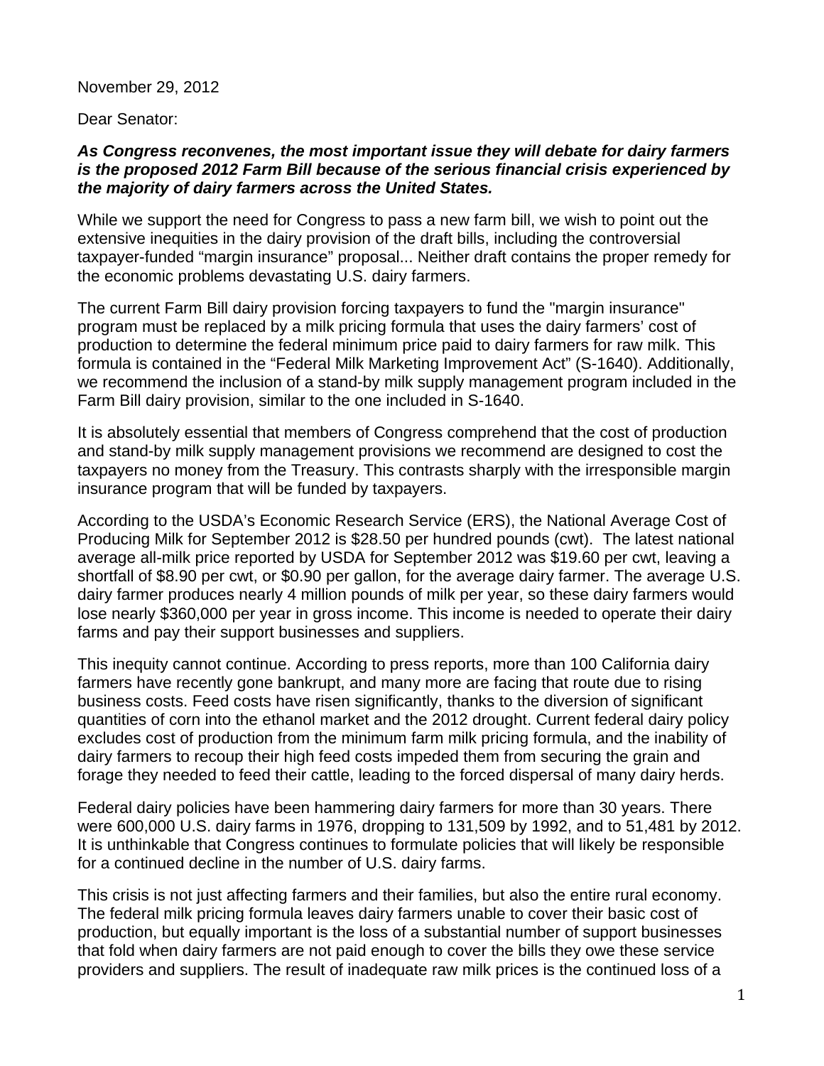November 29, 2012

Dear Senator:

***As Congress reconvenes, the most important issue they will debate for dairy farmers is the proposed 2012 Farm Bill because of the serious financial crisis experienced by the majority of dairy farmers across the United States.***

While we support the need for Congress to pass a new farm bill, we wish to point out the extensive inequities in the dairy provision of the draft bills, including the controversial taxpayer-funded "margin insurance" proposal... Neither draft contains the proper remedy for the economic problems devastating U.S. dairy farmers.

The current Farm Bill dairy provision forcing taxpayers to fund the "margin insurance" program must be replaced by a milk pricing formula that uses the dairy farmers' cost of production to determine the federal minimum price paid to dairy farmers for raw milk. This formula is contained in the "Federal Milk Marketing Improvement Act" (S-1640). Additionally, we recommend the inclusion of a stand-by milk supply management program included in the Farm Bill dairy provision, similar to the one included in S-1640.

It is absolutely essential that members of Congress comprehend that the cost of production and stand-by milk supply management provisions we recommend are designed to cost the taxpayers no money from the Treasury. This contrasts sharply with the irresponsible margin insurance program that will be funded by taxpayers.

According to the USDA's Economic Research Service (ERS), the National Average Cost of Producing Milk for September 2012 is $28.50 per hundred pounds (cwt). The latest national average all-milk price reported by USDA for September 2012 was $19.60 per cwt, leaving a shortfall of $8.90 per cwt, or $0.90 per gallon, for the average dairy farmer. The average U.S. dairy farmer produces nearly 4 million pounds of milk per year, so these dairy farmers would lose nearly $360,000 per year in gross income. This income is needed to operate their dairy farms and pay their support businesses and suppliers.

This inequity cannot continue. According to press reports, more than 100 California dairy farmers have recently gone bankrupt, and many more are facing that route due to rising business costs. Feed costs have risen significantly, thanks to the diversion of significant quantities of corn into the ethanol market and the 2012 drought. Current federal dairy policy excludes cost of production from the minimum farm milk pricing formula, and the inability of dairy farmers to recoup their high feed costs impeded them from securing the grain and forage they needed to feed their cattle, leading to the forced dispersal of many dairy herds.

Federal dairy policies have been hammering dairy farmers for more than 30 years. There were 600,000 U.S. dairy farms in 1976, dropping to 131,509 by 1992, and to 51,481 by 2012. It is unthinkable that Congress continues to formulate policies that will likely be responsible for a continued decline in the number of U.S. dairy farms.

This crisis is not just affecting farmers and their families, but also the entire rural economy. The federal milk pricing formula leaves dairy farmers unable to cover their basic cost of production, but equally important is the loss of a substantial number of support businesses that fold when dairy farmers are not paid enough to cover the bills they owe these service providers and suppliers. The result of inadequate raw milk prices is the continued loss of a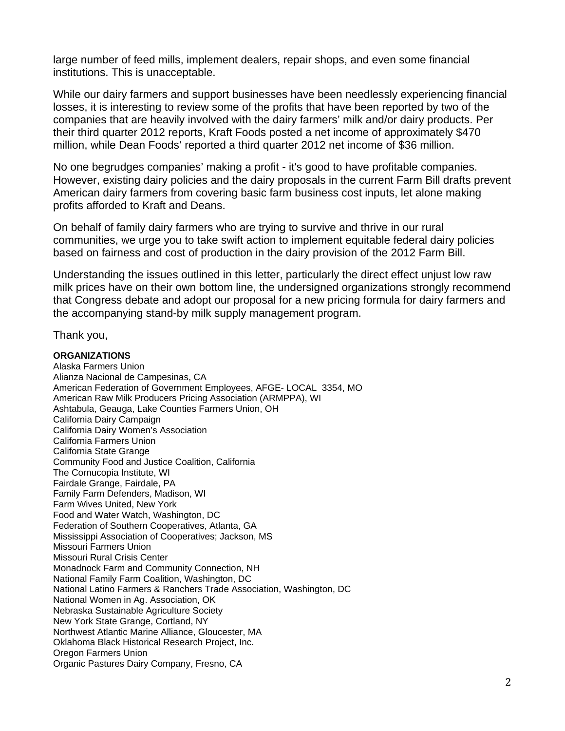large number of feed mills, implement dealers, repair shops, and even some financial institutions. This is unacceptable.

While our dairy farmers and support businesses have been needlessly experiencing financial losses, it is interesting to review some of the profits that have been reported by two of the companies that are heavily involved with the dairy farmers' milk and/or dairy products. Per their third quarter 2012 reports, Kraft Foods posted a net income of approximately $470 million, while Dean Foods' reported a third quarter 2012 net income of $36 million.

No one begrudges companies' making a profit - it's good to have profitable companies. However, existing dairy policies and the dairy proposals in the current Farm Bill drafts prevent American dairy farmers from covering basic farm business cost inputs, let alone making profits afforded to Kraft and Deans.

On behalf of family dairy farmers who are trying to survive and thrive in our rural communities, we urge you to take swift action to implement equitable federal dairy policies based on fairness and cost of production in the dairy provision of the 2012 Farm Bill.

Understanding the issues outlined in this letter, particularly the direct effect unjust low raw milk prices have on their own bottom line, the undersigned organizations strongly recommend that Congress debate and adopt our proposal for a new pricing formula for dairy farmers and the accompanying stand-by milk supply management program.

Thank you,

**ORGANIZATIONS**

Alaska Farmers Union
Alianza Nacional de Campesinas, CA
American Federation of Government Employees, AFGE- LOCAL 3354, MO
American Raw Milk Producers Pricing Association (ARMPPA), WI
Ashtabula, Geauga, Lake Counties Farmers Union, OH
California Dairy Campaign
California Dairy Women's Association
California Farmers Union
California State Grange
Community Food and Justice Coalition, California
The Cornucopia Institute, WI
Fairdale Grange, Fairdale, PA
Family Farm Defenders, Madison, WI
Farm Wives United, New York
Food and Water Watch, Washington, DC
Federation of Southern Cooperatives, Atlanta, GA
Mississippi Association of Cooperatives; Jackson, MS
Missouri Farmers Union
Missouri Rural Crisis Center
Monadnock Farm and Community Connection, NH
National Family Farm Coalition, Washington, DC
National Latino Farmers & Ranchers Trade Association, Washington, DC
National Women in Ag. Association, OK
Nebraska Sustainable Agriculture Society
New York State Grange, Cortland, NY
Northwest Atlantic Marine Alliance, Gloucester, MA
Oklahoma Black Historical Research Project, Inc.
Oregon Farmers Union
Organic Pastures Dairy Company, Fresno, CA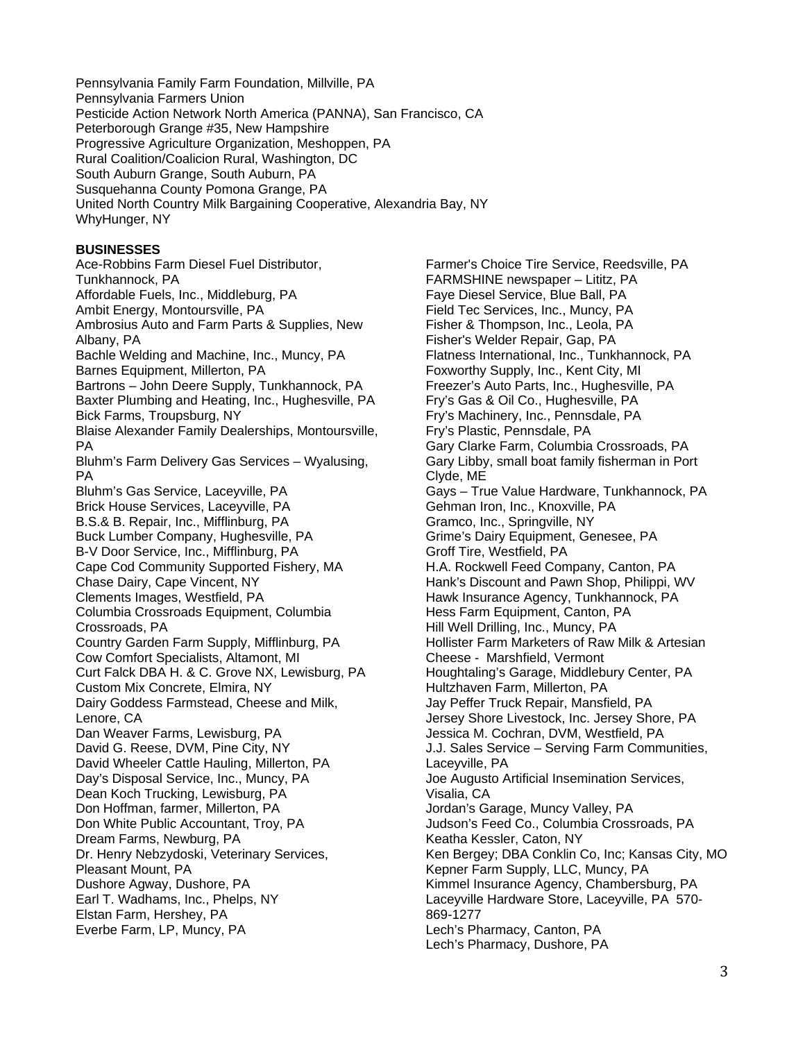Pennsylvania Family Farm Foundation, Millville, PA
Pennsylvania Farmers Union
Pesticide Action Network North America (PANNA), San Francisco, CA
Peterborough Grange #35, New Hampshire
Progressive Agriculture Organization, Meshoppen, PA
Rural Coalition/Coalicion Rural, Washington, DC
South Auburn Grange, South Auburn, PA
Susquehanna County Pomona Grange, PA
United North Country Milk Bargaining Cooperative, Alexandria Bay, NY
WhyHunger, NY

**BUSINESSES**

Ace-Robbins Farm Diesel Fuel Distributor, Tunkhannock, PA
Affordable Fuels, Inc., Middleburg, PA
Ambit Energy, Montoursville, PA
Ambrosius Auto and Farm Parts & Supplies, New Albany, PA
Bachle Welding and Machine, Inc., Muncy, PA
Barnes Equipment, Millerton, PA
Bartrons – John Deere Supply, Tunkhannock, PA
Baxter Plumbing and Heating, Inc., Hughesville, PA
Bick Farms, Troupsburg, NY
Blaise Alexander Family Dealerships, Montoursville, PA
Bluhm's Farm Delivery Gas Services – Wyalusing, PA
Bluhm's Gas Service, Laceyville, PA
Brick House Services, Laceyville, PA
B.S.& B. Repair, Inc., Mifflinburg, PA
Buck Lumber Company, Hughesville, PA
B-V Door Service, Inc., Mifflinburg, PA
Cape Cod Community Supported Fishery, MA
Chase Dairy, Cape Vincent, NY
Clements Images, Westfield, PA
Columbia Crossroads Equipment, Columbia Crossroads, PA
Country Garden Farm Supply, Mifflinburg, PA
Cow Comfort Specialists, Altamont, MI
Curt Falck DBA H. & C. Grove NX, Lewisburg, PA
Custom Mix Concrete, Elmira, NY
Dairy Goddess Farmstead, Cheese and Milk, Lenore, CA
Dan Weaver Farms, Lewisburg, PA
David G. Reese, DVM, Pine City, NY
David Wheeler Cattle Hauling, Millerton, PA
Day's Disposal Service, Inc., Muncy, PA
Dean Koch Trucking, Lewisburg, PA
Don Hoffman, farmer, Millerton, PA
Don White Public Accountant, Troy, PA
Dream Farms, Newburg, PA
Dr. Henry Nebzydoski, Veterinary Services, Pleasant Mount, PA
Dushore Agway, Dushore, PA
Earl T. Wadhams, Inc., Phelps, NY
Elstan Farm, Hershey, PA
Everbe Farm, LP, Muncy, PA
Farmer's Choice Tire Service, Reedsville, PA
FARMSHINE newspaper – Lititz, PA
Faye Diesel Service, Blue Ball, PA
Field Tec Services, Inc., Muncy, PA
Fisher & Thompson, Inc., Leola, PA
Fisher's Welder Repair, Gap, PA
Flatness International, Inc., Tunkhannock, PA
Foxworthy Supply, Inc., Kent City, MI
Freezer's Auto Parts, Inc., Hughesville, PA
Fry's Gas & Oil Co., Hughesville, PA
Fry's Machinery, Inc., Pennsdale, PA
Fry's Plastic, Pennsdale, PA
Gary Clarke Farm, Columbia Crossroads, PA
Gary Libby, small boat family fisherman in Port Clyde, ME
Gays – True Value Hardware, Tunkhannock, PA
Gehman Iron, Inc., Knoxville, PA
Gramco, Inc., Springville, NY
Grime's Dairy Equipment, Genesee, PA
Groff Tire, Westfield, PA
H.A. Rockwell Feed Company, Canton, PA
Hank's Discount and Pawn Shop, Philippi, WV
Hawk Insurance Agency, Tunkhannock, PA
Hess Farm Equipment, Canton, PA
Hill Well Drilling, Inc., Muncy, PA
Hollister Farm Marketers of Raw Milk & Artesian Cheese - Marshfield, Vermont
Houghtaling's Garage, Middlebury Center, PA
Hultzhaven Farm, Millerton, PA
Jay Peffer Truck Repair, Mansfield, PA
Jersey Shore Livestock, Inc. Jersey Shore, PA
Jessica M. Cochran, DVM, Westfield, PA
J.J. Sales Service – Serving Farm Communities, Laceyville, PA
Joe Augusto Artificial Insemination Services, Visalia, CA
Jordan's Garage, Muncy Valley, PA
Judson's Feed Co., Columbia Crossroads, PA
Keatha Kessler, Caton, NY
Ken Bergey; DBA Conklin Co, Inc; Kansas City, MO
Kepner Farm Supply, LLC, Muncy, PA
Kimmel Insurance Agency, Chambersburg, PA
Laceyville Hardware Store, Laceyville, PA 570-869-1277
Lech's Pharmacy, Canton, PA
Lech's Pharmacy, Dushore, PA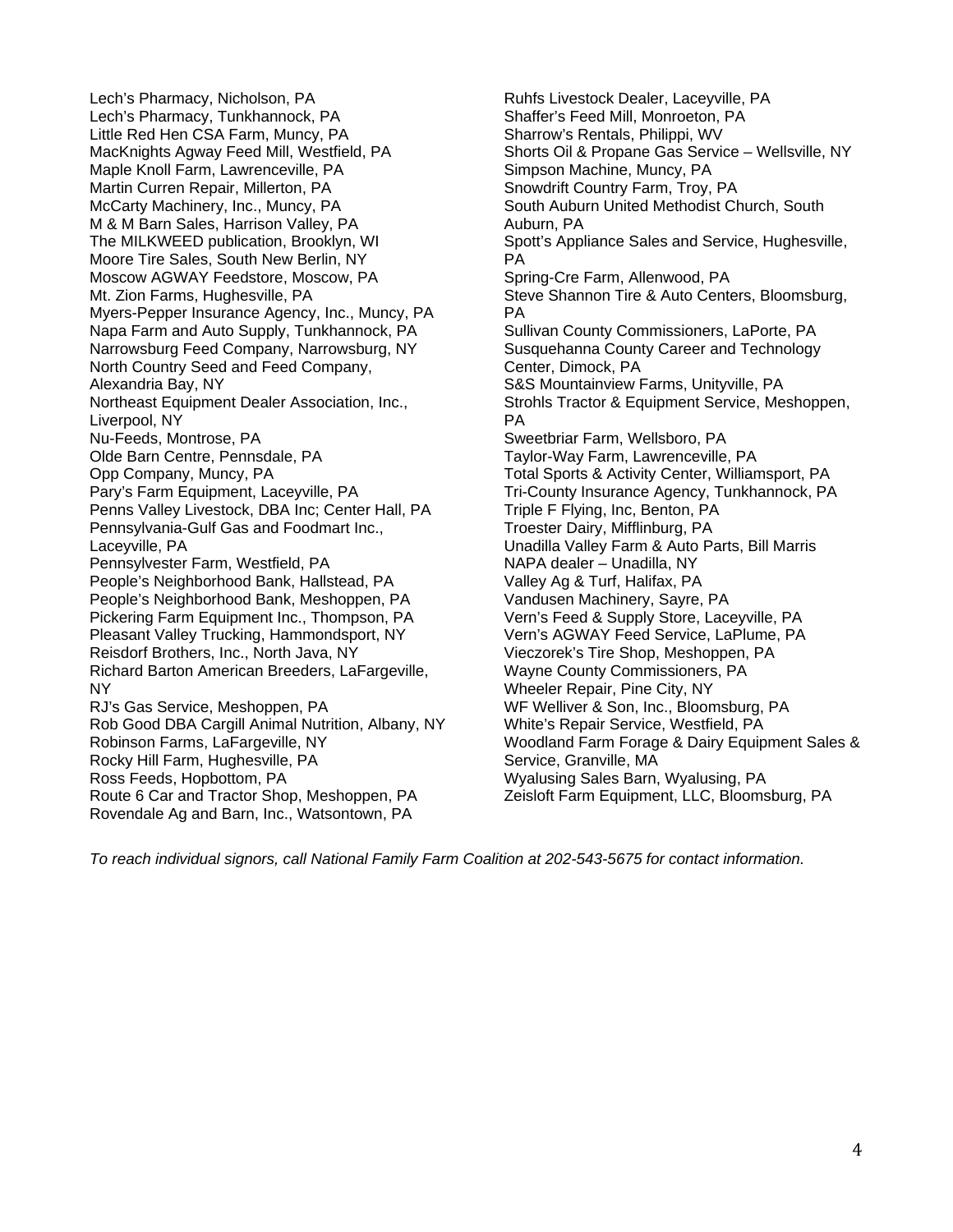Lech's Pharmacy, Nicholson, PA
Lech's Pharmacy, Tunkhannock, PA
Little Red Hen CSA Farm, Muncy, PA
MacKnights Agway Feed Mill, Westfield, PA
Maple Knoll Farm, Lawrenceville, PA
Martin Curren Repair, Millerton, PA
McCarty Machinery, Inc., Muncy, PA
M & M Barn Sales, Harrison Valley, PA
The MILKWEED publication, Brooklyn, WI
Moore Tire Sales, South New Berlin, NY
Moscow AGWAY Feedstore, Moscow, PA
Mt. Zion Farms, Hughesville, PA
Myers-Pepper Insurance Agency, Inc., Muncy, PA
Napa Farm and Auto Supply, Tunkhannock, PA
Narrowsburg Feed Company, Narrowsburg, NY
North Country Seed and Feed Company, Alexandria Bay, NY
Northeast Equipment Dealer Association, Inc., Liverpool, NY
Nu-Feeds, Montrose, PA
Olde Barn Centre, Pennsdale, PA
Opp Company, Muncy, PA
Pary's Farm Equipment, Laceyville, PA
Penns Valley Livestock, DBA Inc; Center Hall, PA
Pennsylvania-Gulf Gas and Foodmart Inc., Laceyville, PA
Pennsylvester Farm, Westfield, PA
People's Neighborhood Bank, Hallstead, PA
People's Neighborhood Bank, Meshoppen, PA
Pickering Farm Equipment Inc., Thompson, PA
Pleasant Valley Trucking, Hammondsport, NY
Reisdorf Brothers, Inc., North Java, NY
Richard Barton American Breeders, LaFargeville, NY
RJ's Gas Service, Meshoppen, PA
Rob Good DBA Cargill Animal Nutrition, Albany, NY
Robinson Farms, LaFargeville, NY
Rocky Hill Farm, Hughesville, PA
Ross Feeds, Hopbottom, PA
Route 6 Car and Tractor Shop, Meshoppen, PA
Rovendale Ag and Barn, Inc., Watsontown, PA
Ruhfs Livestock Dealer, Laceyville, PA
Shaffer's Feed Mill, Monroeton, PA
Sharrow's Rentals, Philippi, WV
Shorts Oil & Propane Gas Service – Wellsville, NY
Simpson Machine, Muncy, PA
Snowdrift Country Farm, Troy, PA
South Auburn United Methodist Church, South Auburn, PA
Spott's Appliance Sales and Service, Hughesville, PA
Spring-Cre Farm, Allenwood, PA
Steve Shannon Tire & Auto Centers, Bloomsburg, PA
Sullivan County Commissioners, LaPorte, PA
Susquehanna County Career and Technology Center, Dimock, PA
S&S Mountainview Farms, Unityville, PA
Strohls Tractor & Equipment Service, Meshoppen, PA
Sweetbriar Farm, Wellsboro, PA
Taylor-Way Farm, Lawrenceville, PA
Total Sports & Activity Center, Williamsport, PA
Tri-County Insurance Agency, Tunkhannock, PA
Triple F Flying, Inc, Benton, PA
Troester Dairy, Mifflinburg, PA
Unadilla Valley Farm & Auto Parts, Bill Marris NAPA dealer – Unadilla, NY
Valley Ag & Turf, Halifax, PA
Vandusen Machinery, Sayre, PA
Vern's Feed & Supply Store, Laceyville, PA
Vern's AGWAY Feed Service, LaPlume, PA
Vieczorek's Tire Shop, Meshoppen, PA
Wayne County Commissioners, PA
Wheeler Repair, Pine City, NY
WF Welliver & Son, Inc., Bloomsburg, PA
White's Repair Service, Westfield, PA
Woodland Farm Forage & Dairy Equipment Sales & Service, Granville, MA
Wyalusing Sales Barn, Wyalusing, PA
Zeisloft Farm Equipment, LLC, Bloomsburg, PA

*To reach individual signors, call National Family Farm Coalition at 202-543-5675 for contact information.*